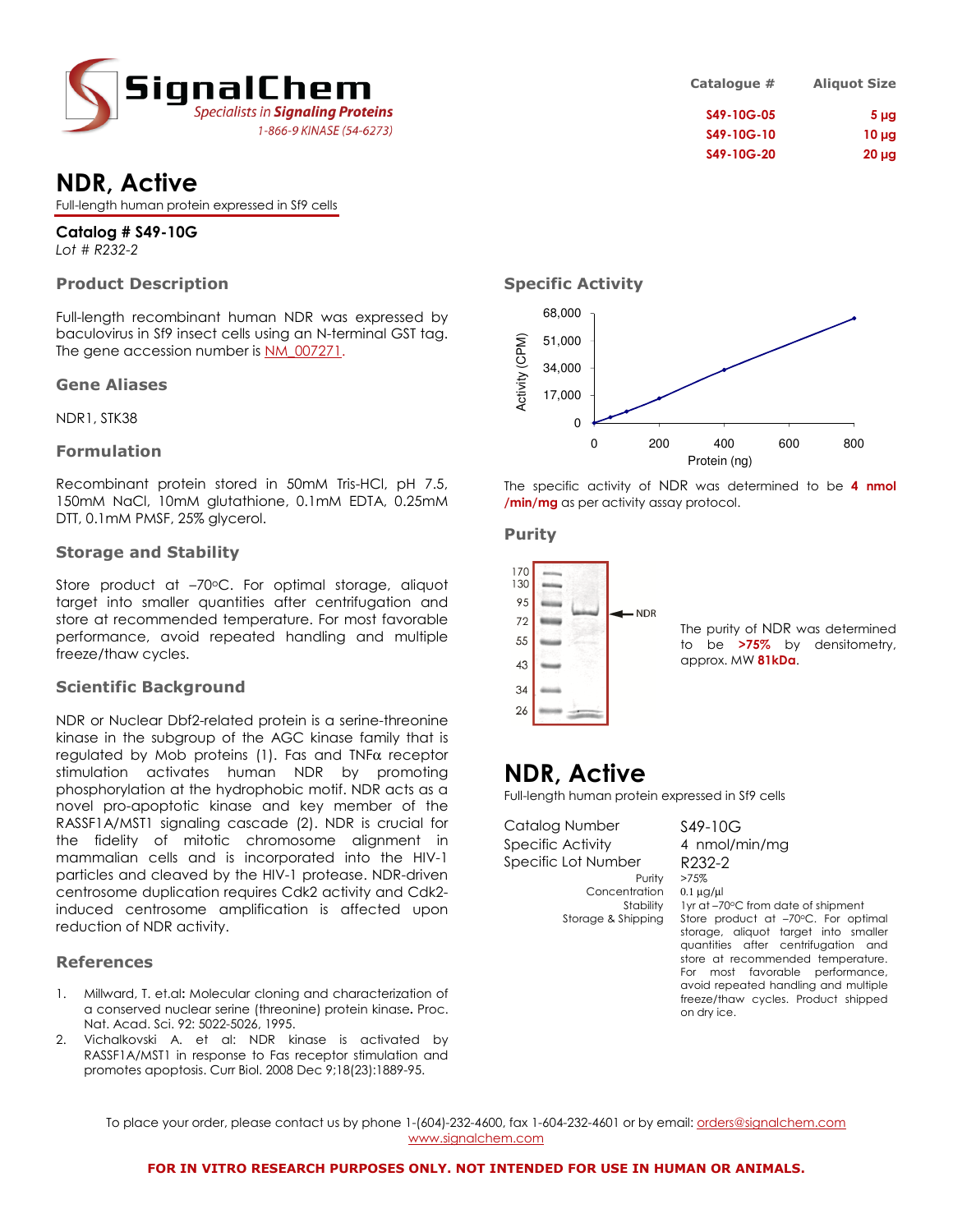# NDR, Active

Full-length human protein expressed in Sf9 cells

**Catalog # S49-10G**

*Lot # R232-2*

| Catalogue # | Aliquot Size |
|---|---|
| S49-10G-05 | 5 µg |
| S49-10G-10 | 10 µg |
| S49-10G-20 | 20 µg |

## Product Description

Full-length recombinant human NDR was expressed by baculovirus in Sf9 insect cells using an N-terminal GST tag. The gene accession number is NM_007271.

## Gene Aliases

NDR1, STK38

## Formulation

Recombinant protein stored in 50mM Tris-HCl, pH 7.5, 150mM NaCl, 10mM glutathione, 0.1mM EDTA, 0.25mM DTT, 0.1mM PMSF, 25% glycerol.

## Storage and Stability

Store product at –70ºC. For optimal storage, aliquot target into smaller quantities after centrifugation and store at recommended temperature. For most favorable performance, avoid repeated handling and multiple freeze/thaw cycles.

## Scientific Background

NDR or Nuclear Dbf2-related protein is a serine-threonine kinase in the subgroup of the AGC kinase family that is regulated by Mob proteins (1). Fas and TNFα receptor stimulation activates human NDR by promoting phosphorylation at the hydrophobic motif. NDR acts as a novel pro-apoptotic kinase and key member of the RASSF1A/MST1 signaling cascade (2). NDR is crucial for the fidelity of mitotic chromosome alignment in mammalian cells and is incorporated into the HIV-1 particles and cleaved by the HIV-1 protease. NDR-driven centrosome duplication requires Cdk2 activity and Cdk2-induced centrosome amplification is affected upon reduction of NDR activity.

## References

1. Millward, T. et.al**:** Molecular cloning and characterization of a conserved nuclear serine (threonine) protein kinase**.** Proc. Nat. Acad. Sci. 92: 5022-5026, 1995.
2. Vichalkovski A. et al: NDR kinase is activated by RASSF1A/MST1 in response to Fas receptor stimulation and promotes apoptosis. Curr Biol. 2008 Dec 9;18(23):1889-95.

## Specific Activity

Activity (CPM)
68,000
51,000
34,000
17,000
0
0 200 400 600 800
Protein (ng)

The specific activity of NDR was determined to be **4 nmol /min/mg** as per activity assay protocol.

## Purity

170
130
95
72
55
43
34
26
NDR

The purity of NDR was determined to be **>75%** by densitometry, approx. MW **81kDa**.

# NDR, Active

Full-length human protein expressed in Sf9 cells

| | |
|---|---|
| Catalog Number | S49-10G |
| Specific Activity | 4 nmol/min/mg |
| Specific Lot Number | R232-2 |
| Purity | >75% |
| Concentration | 0.1 µg/µl |
| Stability | 1yr at –70ºC from date of shipment |
| Storage & Shipping | Store product at –70ºC. For optimal storage, aliquot target into smaller quantities after centrifugation and store at recommended temperature. For most favorable performance, avoid repeated handling and multiple freeze/thaw cycles. Product shipped on dry ice. |

To place your order, please contact us by phone 1-(604)-232-4600, fax 1-604-232-4601 or by email: orders@signalchem.com
www.signalchem.com

**FOR IN VITRO RESEARCH PURPOSES ONLY. NOT INTENDED FOR USE IN HUMAN OR ANIMALS.**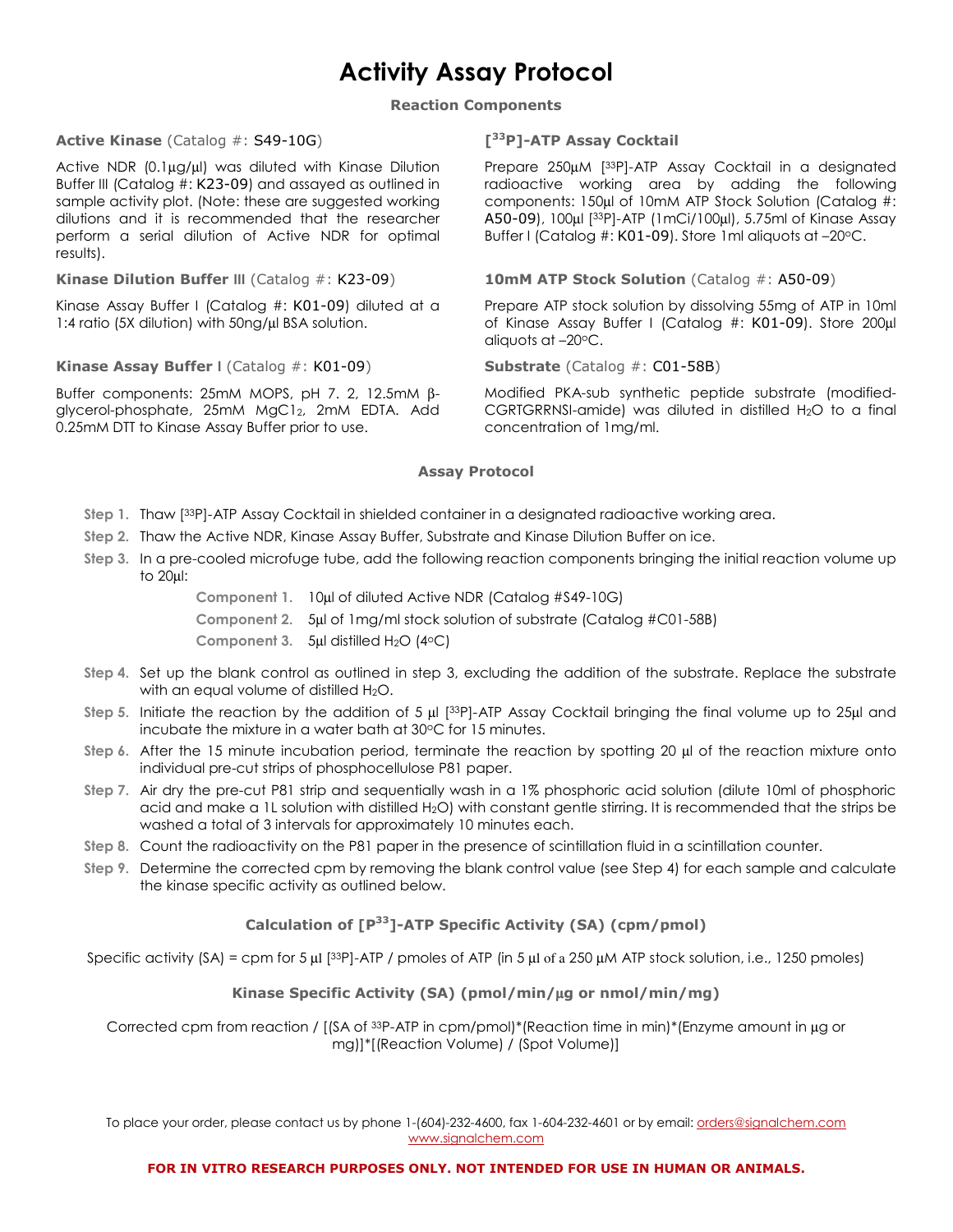# Activity Assay Protocol

## Reaction Components

**Active Kinase** (Catalog #: S49-10G)

Active NDR (0.1µg/µl) was diluted with Kinase Dilution Buffer III (Catalog #: K23-09) and assayed as outlined in sample activity plot. (Note: these are suggested working dilutions and it is recommended that the researcher perform a serial dilution of Active NDR for optimal results).

**Kinase Dilution Buffer III** (Catalog #: K23-09)

Kinase Assay Buffer I (Catalog #: K01-09) diluted at a 1:4 ratio (5X dilution) with 50ng/µl BSA solution.

**Kinase Assay Buffer I** (Catalog #: K01-09)

Buffer components: 25mM MOPS, pH 7. 2, 12.5mM β-glycerol-phosphate, 25mM $MgCl_2$, 2mM EDTA. Add 0.25mM DTT to Kinase Assay Buffer prior to use.

**[$^{33}$P]-ATP Assay Cocktail**

Prepare 250µM [$^{33}$P]-ATP Assay Cocktail in a designated radioactive working area by adding the following components: 150µl of 10mM ATP Stock Solution (Catalog #: A50-09), 100µl [$^{33}$P]-ATP (1mCi/100µl), 5.75ml of Kinase Assay Buffer I (Catalog #: K01-09). Store 1ml aliquots at –20°C.

**10mM ATP Stock Solution** (Catalog #: A50-09)

Prepare ATP stock solution by dissolving 55mg of ATP in 10ml of Kinase Assay Buffer I (Catalog #: K01-09). Store 200µl aliquots at –20°C.

**Substrate** (Catalog #: C01-58B)

Modified PKA-sub synthetic peptide substrate (modified-CGRTGRRNSI-amide) was diluted in distilled $H_2O$ to a final concentration of 1mg/ml.

## Assay Protocol

- **Step 1.** Thaw [$^{33}$P]-ATP Assay Cocktail in shielded container in a designated radioactive working area.
- **Step 2.** Thaw the Active NDR, Kinase Assay Buffer, Substrate and Kinase Dilution Buffer on ice.
- **Step 3.** In a pre-cooled microfuge tube, add the following reaction components bringing the initial reaction volume up to 20µl:
  - **Component 1.** 10µl of diluted Active NDR (Catalog #S49-10G)
  - **Component 2.** 5µl of 1mg/ml stock solution of substrate (Catalog #C01-58B)
  - **Component 3.** 5µl distilled $H_2O$ (4°C)
- **Step 4.** Set up the blank control as outlined in step 3, excluding the addition of the substrate. Replace the substrate with an equal volume of distilled $H_2O$.
- **Step 5.** Initiate the reaction by the addition of 5 µl [$^{33}$P]-ATP Assay Cocktail bringing the final volume up to 25µl and incubate the mixture in a water bath at 30°C for 15 minutes.
- **Step 6.** After the 15 minute incubation period, terminate the reaction by spotting 20 µl of the reaction mixture onto individual pre-cut strips of phosphocellulose P81 paper.
- **Step 7.** Air dry the pre-cut P81 strip and sequentially wash in a 1% phosphoric acid solution (dilute 10ml of phosphoric acid and make a 1L solution with distilled $H_2O$) with constant gentle stirring. It is recommended that the strips be washed a total of 3 intervals for approximately 10 minutes each.
- **Step 8.** Count the radioactivity on the P81 paper in the presence of scintillation fluid in a scintillation counter.
- **Step 9.** Determine the corrected cpm by removing the blank control value (see Step 4) for each sample and calculate the kinase specific activity as outlined below.

### Calculation of [$P^{33}$]-ATP Specific Activity (SA) (cpm/pmol)

Specific activity (SA) = cpm for 5 µl [$^{33}$P]-ATP / pmoles of ATP (in 5 µl of a 250 µM ATP stock solution, i.e., 1250 pmoles)

### Kinase Specific Activity (SA) (pmol/min/µg or nmol/min/mg)

Corrected cpm from reaction / [(SA of $^{33}$P-ATP in cpm/pmol)*(Reaction time in min)*(Enzyme amount in µg or mg)]*[(Reaction Volume) / (Spot Volume)]

To place your order, please contact us by phone 1-(604)-232-4600, fax 1-604-232-4601 or by email: orders@signalchem.com
www.signalchem.com

**FOR IN VITRO RESEARCH PURPOSES ONLY. NOT INTENDED FOR USE IN HUMAN OR ANIMALS.**